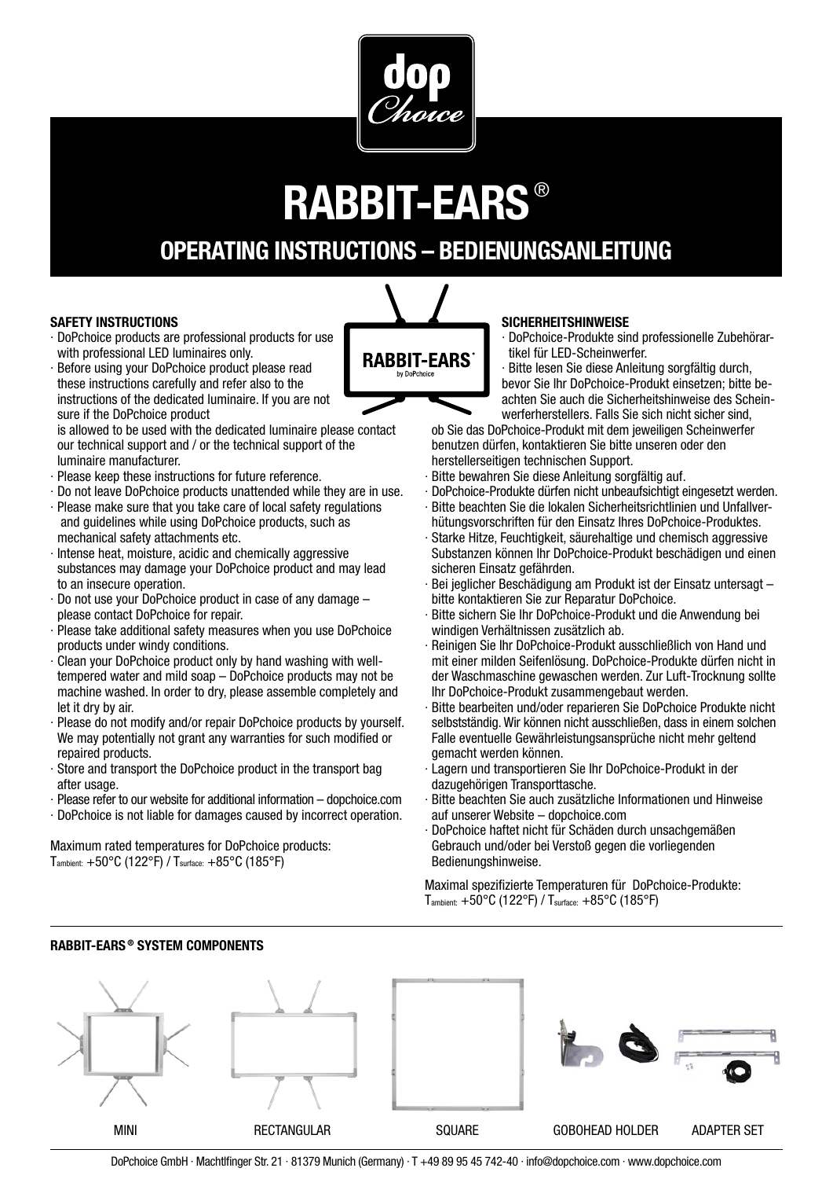# RABBIT-EARS®

## OPERATING INSTRUCTIONS – BEDIENUNGSANLEITUNG

### SAFETY INSTRUCTIONS

- DoPchoice products are professional products for use with professional LED luminaires only.
- Before using your DoPchoice product please read these instructions carefully and refer also to the instructions of the dedicated luminaire. If you are not sure if the DoPchoice product is allowed to be used with the dedicated luminaire please contact our technical support and / or the technical support of the luminaire manufacturer.
- Please keep these instructions for future reference.
- Do not leave DoPchoice products unattended while they are in use.
- Please make sure that you take care of local safety regulations and guidelines while using DoPchoice products, such as mechanical safety attachments etc.
- Intense heat, moisture, acidic and chemically aggressive substances may damage your DoPchoice product and may lead to an insecure operation.
- Do not use your DoPchoice product in case of any damage – please contact DoPchoice for repair.
- Please take additional safety measures when you use DoPchoice products under windy conditions.
- Clean your DoPchoice product only by hand washing with well-tempered water and mild soap – DoPchoice products may not be machine washed. In order to dry, please assemble completely and let it dry by air.
- Please do not modify and/or repair DoPchoice products by yourself. We may potentially not grant any warranties for such modified or repaired products.
- Store and transport the DoPchoice product in the transport bag after usage.
- Please refer to our website for additional information – dopchoice.com
- DoPchoice is not liable for damages caused by incorrect operation.

Maximum rated temperatures for DoPchoice products:
$T_{ambient:}$ +50°C (122°F) / $T_{surface:}$ +85°C (185°F)

### SICHERHEITSHINWEISE

- DoPchoice-Produkte sind professionelle Zubehörartikel für LED-Scheinwerfer.
- Bitte lesen Sie diese Anleitung sorgfältig durch, bevor Sie Ihr DoPchoice-Produkt einsetzen; bitte beachten Sie auch die Sicherheitshinweise des Scheinwerferherstellers. Falls Sie sich nicht sicher sind, ob Sie das DoPchoice-Produkt mit dem jeweiligen Scheinwerfer benutzen dürfen, kontaktieren Sie bitte unseren oder den herstellerseitigen technischen Support.
- Bitte bewahren Sie diese Anleitung sorgfältig auf.
- DoPchoice-Produkte dürfen nicht unbeaufsichtigt eingesetzt werden.
- Bitte beachten Sie die lokalen Sicherheitsrichtlinien und Unfallverhütungsvorschriften für den Einsatz Ihres DoPchoice-Produktes.
- Starke Hitze, Feuchtigkeit, säurehaltige und chemisch aggressive Substanzen können Ihr DoPchoice-Produkt beschädigen und einen sicheren Einsatz gefährden.
- Bei jeglicher Beschädigung am Produkt ist der Einsatz untersagt – bitte kontaktieren Sie zur Reparatur DoPchoice.
- Bitte sichern Sie Ihr DoPchoice-Produkt und die Anwendung bei windigen Verhältnissen zusätzlich ab.
- Reinigen Sie Ihr DoPchoice-Produkt ausschließlich von Hand und mit einer milden Seifenlösung. DoPchoice-Produkte dürfen nicht in der Waschmaschine gewaschen werden. Zur Luft-Trocknung sollte Ihr DoPchoice-Produkt zusammengebaut werden.
- Bitte bearbeiten und/oder reparieren Sie DoPchoice Produkte nicht selbstständig. Wir können nicht ausschließen, dass in einem solchen Falle eventuelle Gewährleistungsansprüche nicht mehr geltend gemacht werden können.
- Lagern und transportieren Sie Ihr DoPchoice-Produkt in der dazugehörigen Transporttasche.
- Bitte beachten Sie auch zusätzliche Informationen und Hinweise auf unserer Website – dopchoice.com
- DoPchoice haftet nicht für Schäden durch unsachgemäßen Gebrauch und/oder bei Verstoß gegen die vorliegenden Bedienungshinweise.

Maximal spezifizierte Temperaturen für DoPchoice-Produkte:
$T_{ambient:}$ +50°C (122°F) / $T_{surface:}$ +85°C (185°F)

### RABBIT-EARS® SYSTEM COMPONENTS

MINI — RECTANGULAR — SQUARE — GOBOHEAD HOLDER — ADAPTER SET

DoPchoice GmbH · Machtlfinger Str. 21 · 81379 Munich (Germany) · T +49 89 95 45 742-40 · info@dopchoice.com · www.dopchoice.com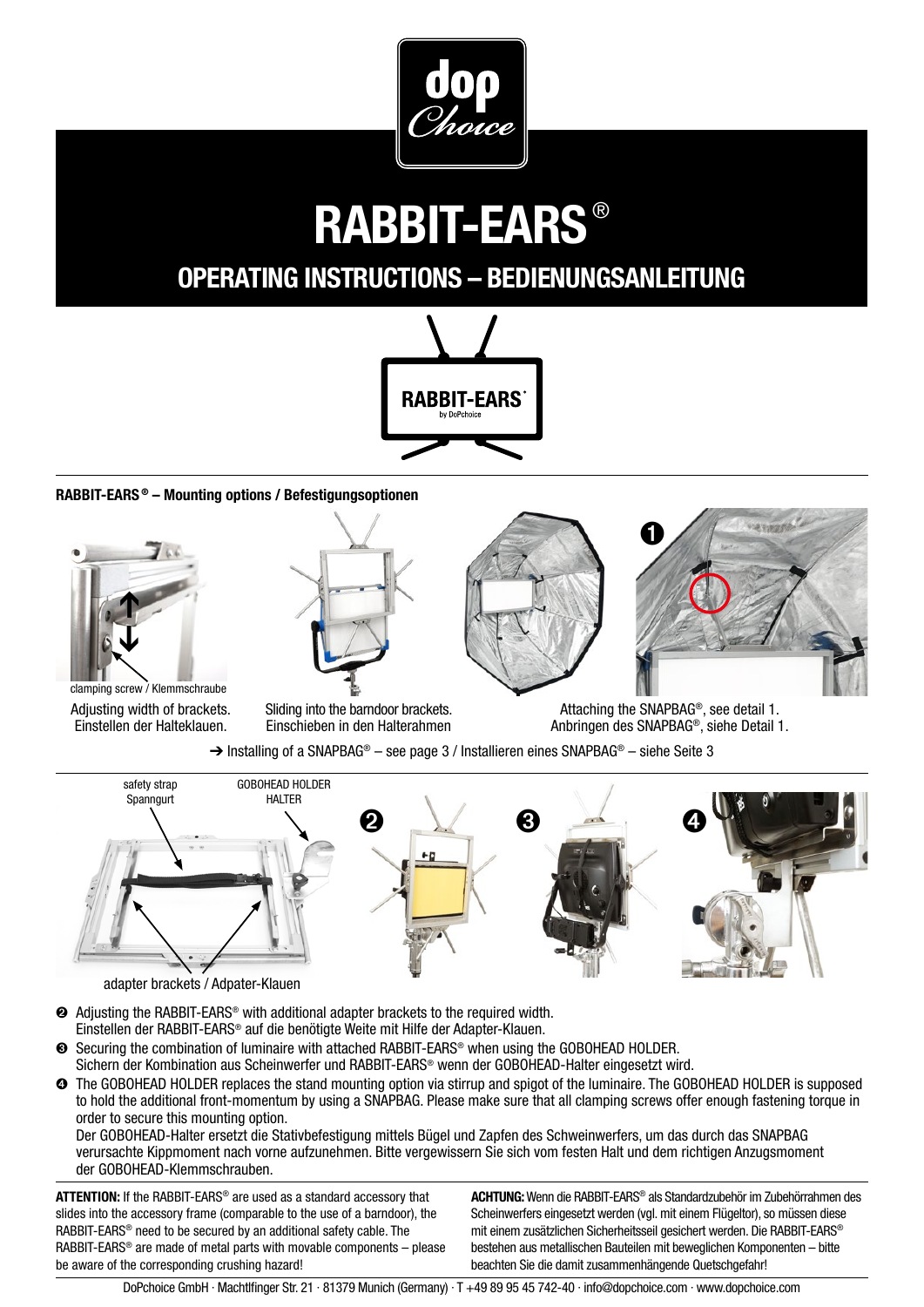# RABBIT-EARS®

## OPERATING INSTRUCTIONS – BEDIENUNGSANLEITUNG

**RABBIT-EARS® – Mounting options / Befestigungsoptionen**

clamping screw / Klemmschraube

Adjusting width of brackets.
Einstellen der Halteklauen.

Sliding into the barndoor brackets.
Einschieben in den Halterahmen

Attaching the SNAPBAG®, see detail 1.
Anbringen des SNAPBAG®, siehe Detail 1.

➔ Installing of a SNAPBAG® – see page 3 / Installieren eines SNAPBAG® – siehe Seite 3

safety strap
Spanngurt

GOBOHEAD HOLDER
HALTER

adapter brackets / Adpater-Klauen

❷ Adjusting the RABBIT-EARS® with additional adapter brackets to the required width.
Einstellen der RABBIT-EARS® auf die benötigte Weite mit Hilfe der Adapter-Klauen.

❸ Securing the combination of luminaire with attached RABBIT-EARS® when using the GOBOHEAD HOLDER.
Sichern der Kombination aus Scheinwerfer und RABBIT-EARS® wenn der GOBOHEAD-Halter eingesetzt wird.

❹ The GOBOHEAD HOLDER replaces the stand mounting option via stirrup and spigot of the luminaire. The GOBOHEAD HOLDER is supposed to hold the additional front-momentum by using a SNAPBAG. Please make sure that all clamping screws offer enough fastening torque in order to secure this mounting option.
Der GOBOHEAD-Halter ersetzt die Stativbefestigung mittels Bügel und Zapfen des Schweinwerfers, um das durch das SNAPBAG verursachte Kippmoment nach vorne aufzunehmen. Bitte vergewissern Sie sich vom festen Halt und dem richtigen Anzugsmoment der GOBOHEAD-Klemmschrauben.

**ATTENTION:** If the RABBIT-EARS® are used as a standard accessory that slides into the accessory frame (comparable to the use of a barndoor), the RABBIT-EARS® need to be secured by an additional safety cable. The RABBIT-EARS® are made of metal parts with movable components – please be aware of the corresponding crushing hazard!

**ACHTUNG:** Wenn die RABBIT-EARS® als Standardzubehör im Zubehörrahmen des Scheinwerfers eingesetzt werden (vgl. mit einem Flügeltor), so müssen diese mit einem zusätzlichen Sicherheitsseil gesichert werden. Die RABBIT-EARS® bestehen aus metallischen Bauteilen mit beweglichen Komponenten – bitte beachten Sie die damit zusammenhängende Quetschgefahr!

DoPchoice GmbH · Machtlfinger Str. 21 · 81379 Munich (Germany) · T +49 89 95 45 742-40 · info@dopchoice.com · www.dopchoice.com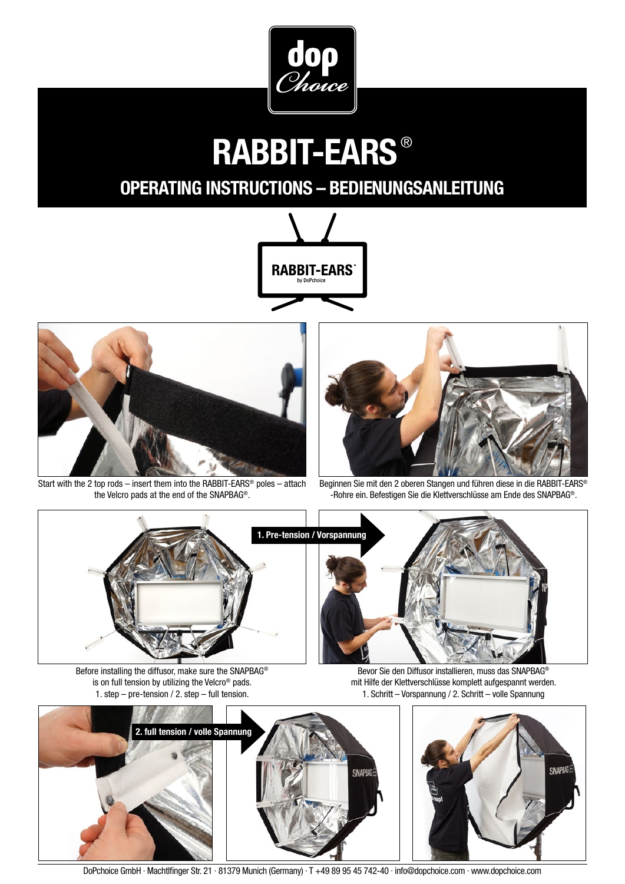# RABBIT-EARS®

## OPERATING INSTRUCTIONS – BEDIENUNGSANLEITUNG

Start with the 2 top rods – insert them into the RABBIT-EARS® poles – attach the Velcro pads at the end of the SNAPBAG®.

Beginnen Sie mit den 2 oberen Stangen und führen diese in die RABBIT-EARS® -Rohre ein. Befestigen Sie die Klettverschlüsse am Ende des SNAPBAG®.

**1. Pre-tension / Vorspannung**

Before installing the diffusor, make sure the SNAPBAG® is on full tension by utilizing the Velcro® pads. 1. step – pre-tension / 2. step – full tension.

Bevor Sie den Diffusor installieren, muss das SNAPBAG® mit Hilfe der Klettverschlüsse komplett aufgespannt werden. 1. Schritt – Vorspannung / 2. Schritt – volle Spannung

**2. full tension / volle Spannung**

DoPchoice GmbH · Machtlfinger Str. 21 · 81379 Munich (Germany) · T +49 89 95 45 742-40 · info@dopchoice.com · www.dopchoice.com